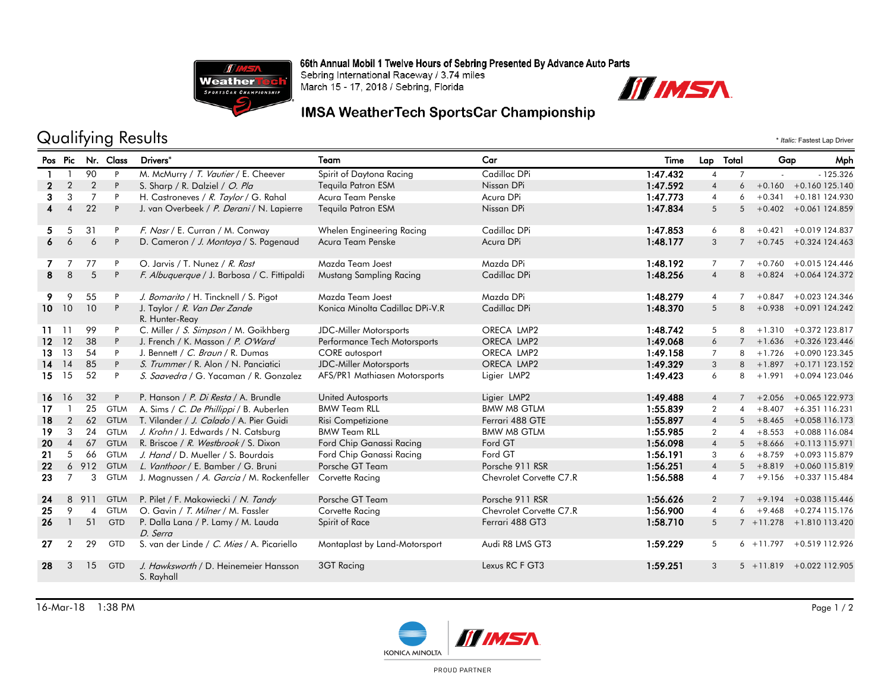66th Annual Mobil 1 Twelve Hours of Sebring Presented By Advance Auto Parts
Sebring International Raceway / 3.74 miles
March 15 - 17, 2018 / Sebring, Florida

## IMSA WeatherTech SportsCar Championship

# Qualifying Results

\* *Italic:* Fastest Lap Driver

| Pos | Pic | Nr. | Class | Drivers* | Team | Car | Time | Lap | Total | Gap | | Mph |
|---|---|---|---|---|---|---|---|---|---|---|---|---|
| 1 | 1 | 90 | P | M. McMurry / *T. Vautier* / E. Cheever | Spirit of Daytona Racing | Cadillac DPi | 1:47.432 | 4 | 7 | - | - | 125.326 |
| 2 | 2 | 2 | P | S. Sharp / R. Dalziel / *O. Pla* | Tequila Patron ESM | Nissan DPi | 1:47.592 | 4 | 6 | +0.160 | +0.160 | 125.140 |
| 3 | 3 | 7 | P | H. Castroneves / *R. Taylor* / G. Rahal | Acura Team Penske | Acura DPi | 1:47.773 | 4 | 6 | +0.341 | +0.181 | 124.930 |
| 4 | 4 | 22 | P | J. van Overbeek / *P. Derani* / N. Lapierre | Tequila Patron ESM | Nissan DPi | 1:47.834 | 5 | 5 | +0.402 | +0.061 | 124.859 |
| 5 | 5 | 31 | P | *F. Nasr* / E. Curran / M. Conway | Whelen Engineering Racing | Cadillac DPi | 1:47.853 | 6 | 8 | +0.421 | +0.019 | 124.837 |
| 6 | 6 | 6 | P | D. Cameron / *J. Montoya* / S. Pagenaud | Acura Team Penske | Acura DPi | 1:48.177 | 3 | 7 | +0.745 | +0.324 | 124.463 |
| 7 | 7 | 77 | P | O. Jarvis / T. Nunez / *R. Rast* | Mazda Team Joest | Mazda DPi | 1:48.192 | 7 | 7 | +0.760 | +0.015 | 124.446 |
| 8 | 8 | 5 | P | *F. Albuquerque* / J. Barbosa / C. Fittipaldi | Mustang Sampling Racing | Cadillac DPi | 1:48.256 | 4 | 8 | +0.824 | +0.064 | 124.372 |
| 9 | 9 | 55 | P | *J. Bomarito* / H. Tincknell / S. Pigot | Mazda Team Joest | Mazda DPi | 1:48.279 | 4 | 7 | +0.847 | +0.023 | 124.346 |
| 10 | 10 | 10 | P | J. Taylor / *R. Van Der Zande* R. Hunter-Reay | Konica Minolta Cadillac DPi-V.R | Cadillac DPi | 1:48.370 | 5 | 8 | +0.938 | +0.091 | 124.242 |
| 11 | 11 | 99 | P | C. Miller / *S. Simpson* / M. Goikhberg | JDC-Miller Motorsports | ORECA LMP2 | 1:48.742 | 5 | 8 | +1.310 | +0.372 | 123.817 |
| 12 | 12 | 38 | P | J. French / K. Masson / *P. O'Ward* | Performance Tech Motorsports | ORECA LMP2 | 1:49.068 | 6 | 7 | +1.636 | +0.326 | 123.446 |
| 13 | 13 | 54 | P | J. Bennett / *C. Braun* / R. Dumas | CORE autosport | ORECA LMP2 | 1:49.158 | 7 | 8 | +1.726 | +0.090 | 123.345 |
| 14 | 14 | 85 | P | *S. Trummer* / R. Alon / N. Panciatici | JDC-Miller Motorsports | ORECA LMP2 | 1:49.329 | 3 | 8 | +1.897 | +0.171 | 123.152 |
| 15 | 15 | 52 | P | *S. Saavedra* / G. Yacaman / R. Gonzalez | AFS/PR1 Mathiasen Motorsports | Ligier LMP2 | 1:49.423 | 6 | 8 | +1.991 | +0.094 | 123.046 |
| 16 | 16 | 32 | P | P. Hanson / *P. Di Resta* / A. Brundle | United Autosports | Ligier LMP2 | 1:49.488 | 4 | 7 | +2.056 | +0.065 | 122.973 |
| 17 | 1 | 25 | GTLM | A. Sims / *C. De Phillippi* / B. Auberlen | BMW Team RLL | BMW M8 GTLM | 1:55.839 | 2 | 4 | +8.407 | +6.351 | 116.231 |
| 18 | 2 | 62 | GTLM | T. Vilander / *J. Calado* / A. Pier Guidi | Risi Competizione | Ferrari 488 GTE | 1:55.897 | 4 | 5 | +8.465 | +0.058 | 116.173 |
| 19 | 3 | 24 | GTLM | *J. Krohn* / J. Edwards / N. Catsburg | BMW Team RLL | BMW M8 GTLM | 1:55.985 | 2 | 4 | +8.553 | +0.088 | 116.084 |
| 20 | 4 | 67 | GTLM | R. Briscoe / *R. Westbrook* / S. Dixon | Ford Chip Ganassi Racing | Ford GT | 1:56.098 | 4 | 5 | +8.666 | +0.113 | 115.971 |
| 21 | 5 | 66 | GTLM | *J. Hand* / D. Mueller / S. Bourdais | Ford Chip Ganassi Racing | Ford GT | 1:56.191 | 3 | 6 | +8.759 | +0.093 | 115.879 |
| 22 | 6 | 912 | GTLM | *L. Vanthoor* / E. Bamber / G. Bruni | Porsche GT Team | Porsche 911 RSR | 1:56.251 | 4 | 5 | +8.819 | +0.060 | 115.819 |
| 23 | 7 | 3 | GTLM | J. Magnussen / *A. Garcia* / M. Rockenfeller | Corvette Racing | Chevrolet Corvette C7.R | 1:56.588 | 4 | 7 | +9.156 | +0.337 | 115.484 |
| 24 | 8 | 911 | GTLM | P. Pilet / F. Makowiecki / *N. Tandy* | Porsche GT Team | Porsche 911 RSR | 1:56.626 | 2 | 7 | +9.194 | +0.038 | 115.446 |
| 25 | 9 | 4 | GTLM | O. Gavin / *T. Milner* / M. Fassler | Corvette Racing | Chevrolet Corvette C7.R | 1:56.900 | 4 | 6 | +9.468 | +0.274 | 115.176 |
| 26 | 1 | 51 | GTD | P. Dalla Lana / P. Lamy / M. Lauda *D. Serra* | Spirit of Race | Ferrari 488 GT3 | 1:58.710 | 5 | 7 | +11.278 | +1.810 | 113.420 |
| 27 | 2 | 29 | GTD | S. van der Linde / *C. Mies* / A. Picariello | Montaplast by Land-Motorsport | Audi R8 LMS GT3 | 1:59.229 | 5 | 6 | +11.797 | +0.519 | 112.926 |
| 28 | 3 | 15 | GTD | *J. Hawksworth* / D. Heinemeier Hansson S. Rayhall | 3GT Racing | Lexus RC F GT3 | 1:59.251 | 3 | 5 | +11.819 | +0.022 | 112.905 |

16-Mar-18 1:38 PM

KONICA MINOLTA — IMSA PROUD PARTNER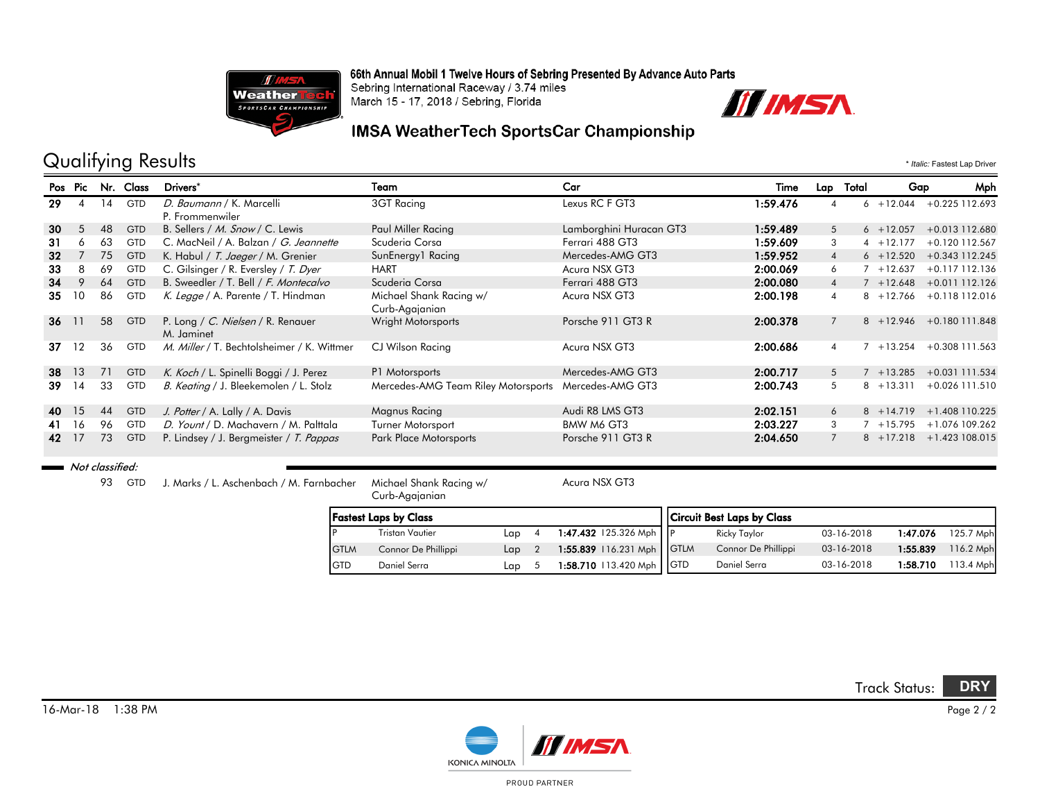66th Annual Mobil 1 Twelve Hours of Sebring Presented By Advance Auto Parts
Sebring International Raceway / 3.74 miles
March 15 - 17, 2018 / Sebring, Florida

## IMSA WeatherTech SportsCar Championship

# Qualifying Results

\* *Italic:* Fastest Lap Driver

| Pos | Pic | Nr. | Class | Drivers* | Team | Car | Time | Lap | Total | Gap | | Mph |
|---|---|---|---|---|---|---|---|---|---|---|---|---|
| **29** | 4 | 14 | GTD | *D. Baumann* / K. Marcelli P. Frommenwiler | 3GT Racing | Lexus RC F GT3 | **1:59.476** | 4 | 6 | +12.044 | +0.225 | 112.693 |
| **30** | 5 | 48 | GTD | B. Sellers / *M. Snow* / C. Lewis | Paul Miller Racing | Lamborghini Huracan GT3 | **1:59.489** | 5 | 6 | +12.057 | +0.013 | 112.680 |
| **31** | 6 | 63 | GTD | C. MacNeil / A. Balzan / *G. Jeannette* | Scuderia Corsa | Ferrari 488 GT3 | **1:59.609** | 3 | 4 | +12.177 | +0.120 | 112.567 |
| **32** | 7 | 75 | GTD | K. Habul / *T. Jaeger* / M. Grenier | SunEnergy1 Racing | Mercedes-AMG GT3 | **1:59.952** | 4 | 6 | +12.520 | +0.343 | 112.245 |
| **33** | 8 | 69 | GTD | C. Gilsinger / R. Eversley / *T. Dyer* | HART | Acura NSX GT3 | **2:00.069** | 6 | 7 | +12.637 | +0.117 | 112.136 |
| **34** | 9 | 64 | GTD | B. Sweedler / T. Bell / *F. Montecalvo* | Scuderia Corsa | Ferrari 488 GT3 | **2:00.080** | 4 | 7 | +12.648 | +0.011 | 112.126 |
| **35** | 10 | 86 | GTD | *K. Legge* / A. Parente / T. Hindman | Michael Shank Racing w/ Curb-Agajanian | Acura NSX GT3 | **2:00.198** | 4 | 8 | +12.766 | +0.118 | 112.016 |
| **36** | 11 | 58 | GTD | P. Long / *C. Nielsen* / R. Renauer M. Jaminet | Wright Motorsports | Porsche 911 GT3 R | **2:00.378** | 7 | 8 | +12.946 | +0.180 | 111.848 |
| **37** | 12 | 36 | GTD | *M. Miller* / T. Bechtolsheimer / K. Wittmer | CJ Wilson Racing | Acura NSX GT3 | **2:00.686** | 4 | 7 | +13.254 | +0.308 | 111.563 |
| **38** | 13 | 71 | GTD | *K. Koch* / L. Spinelli Boggi / J. Perez | P1 Motorsports | Mercedes-AMG GT3 | **2:00.717** | 5 | 7 | +13.285 | +0.031 | 111.534 |
| **39** | 14 | 33 | GTD | *B. Keating* / J. Bleekemolen / L. Stolz | Mercedes-AMG Team Riley Motorsports | Mercedes-AMG GT3 | **2:00.743** | 5 | 8 | +13.311 | +0.026 | 111.510 |
| **40** | 15 | 44 | GTD | *J. Potter* / A. Lally / A. Davis | Magnus Racing | Audi R8 LMS GT3 | **2:02.151** | 6 | 8 | +14.719 | +1.408 | 110.225 |
| **41** | 16 | 96 | GTD | *D. Yount* / D. Machavern / M. Palttala | Turner Motorsport | BMW M6 GT3 | **2:03.227** | 3 | 7 | +15.795 | +1.076 | 109.262 |
| **42** | 17 | 73 | GTD | P. Lindsey / J. Bergmeister / *T. Pappas* | Park Place Motorsports | Porsche 911 GT3 R | **2:04.650** | 7 | 8 | +17.218 | +1.423 | 108.015 |

*Not classified:*

| Nr. | Class | Drivers | Team | Car |
|---|---|---|---|---|
| 93 | GTD | J. Marks / L. Aschenbach / M. Farnbacher | Michael Shank Racing w/ Curb-Agajanian | Acura NSX GT3 |

**Fastest Laps by Class**

| Class | Driver | | Lap | Time | Mph |
|---|---|---|---|---|---|
| P | Tristan Vautier | Lap | 4 | **1:47.432** | 125.326 Mph |
| GTLM | Connor De Phillippi | Lap | 2 | **1:55.839** | 116.231 Mph |
| GTD | Daniel Serra | Lap | 5 | **1:58.710** | 113.420 Mph |

**Circuit Best Laps by Class**

| Class | Driver | Date | Time | Mph |
|---|---|---|---|---|
| P | Ricky Taylor | 03-16-2018 | **1:47.076** | 125.7 Mph |
| GTLM | Connor De Phillippi | 03-16-2018 | **1:55.839** | 116.2 Mph |
| GTD | Daniel Serra | 03-16-2018 | **1:58.710** | 113.4 Mph |

Track Status: **DRY**

16-Mar-18 1:38 PM

PROUD PARTNER